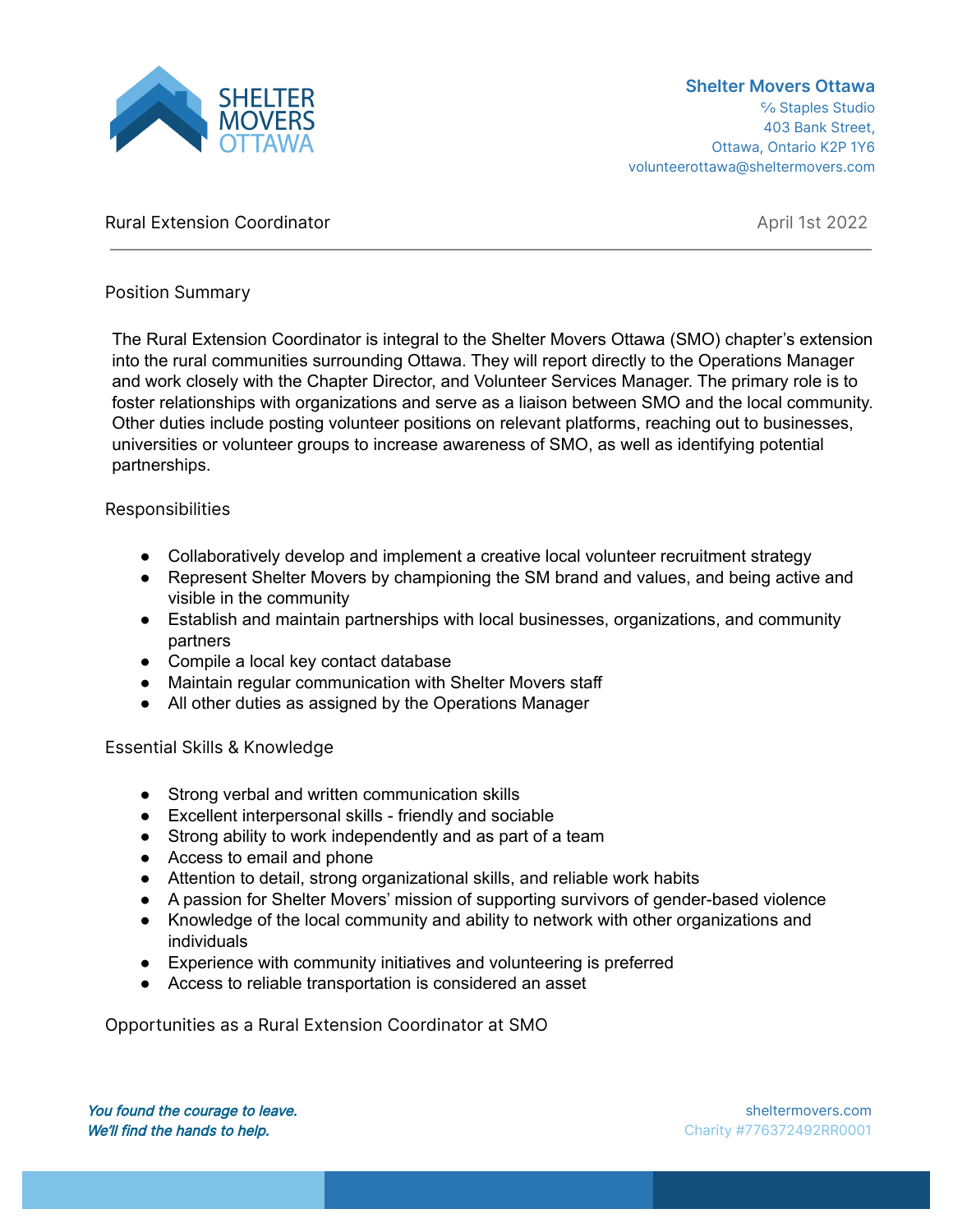**Shelter Movers Ottawa**
℅ Staples Studio
403 Bank Street,
Ottawa, Ontario K2P 1Y6
volunteerottawa@sheltermovers.com

Rural Extension Coordinator

April 1st 2022

---

## Position Summary

The Rural Extension Coordinator is integral to the Shelter Movers Ottawa (SMO) chapter's extension into the rural communities surrounding Ottawa. They will report directly to the Operations Manager and work closely with the Chapter Director, and Volunteer Services Manager. The primary role is to foster relationships with organizations and serve as a liaison between SMO and the local community. Other duties include posting volunteer positions on relevant platforms, reaching out to businesses, universities or volunteer groups to increase awareness of SMO, as well as identifying potential partnerships.

## Responsibilities

- Collaboratively develop and implement a creative local volunteer recruitment strategy
- Represent Shelter Movers by championing the SM brand and values, and being active and visible in the community
- Establish and maintain partnerships with local businesses, organizations, and community partners
- Compile a local key contact database
- Maintain regular communication with Shelter Movers staff
- All other duties as assigned by the Operations Manager

## Essential Skills & Knowledge

- Strong verbal and written communication skills
- Excellent interpersonal skills - friendly and sociable
- Strong ability to work independently and as part of a team
- Access to email and phone
- Attention to detail, strong organizational skills, and reliable work habits
- A passion for Shelter Movers' mission of supporting survivors of gender-based violence
- Knowledge of the local community and ability to network with other organizations and individuals
- Experience with community initiatives and volunteering is preferred
- Access to reliable transportation is considered an asset

## Opportunities as a Rural Extension Coordinator at SMO

*You found the courage to leave.*
*We'll find the hands to help.*

sheltermovers.com
Charity #776372492RR0001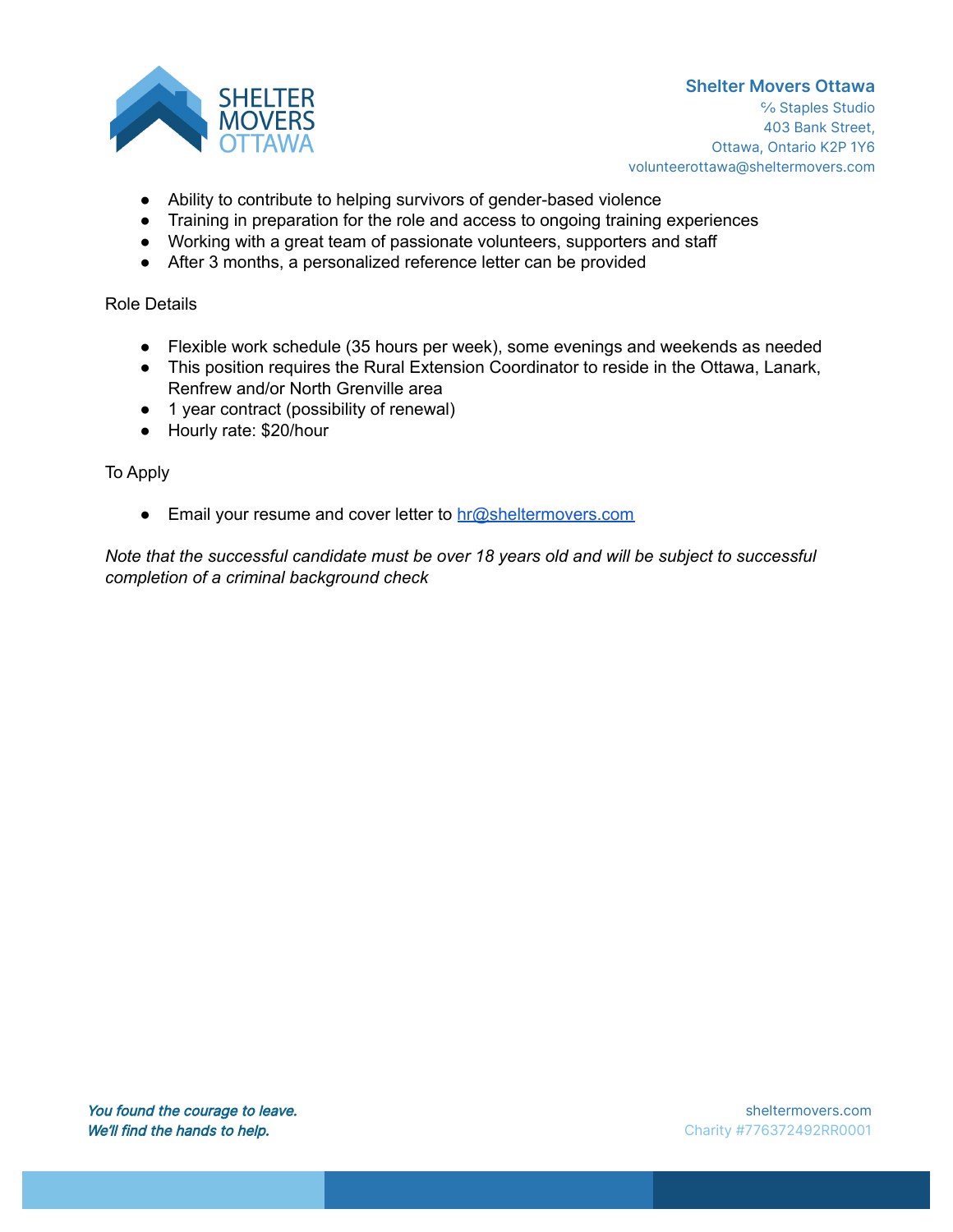- Ability to contribute to helping survivors of gender-based violence
- Training in preparation for the role and access to ongoing training experiences
- Working with a great team of passionate volunteers, supporters and staff
- After 3 months, a personalized reference letter can be provided

Role Details

- Flexible work schedule (35 hours per week), some evenings and weekends as needed
- This position requires the Rural Extension Coordinator to reside in the Ottawa, Lanark, Renfrew and/or North Grenville area
- 1 year contract (possibility of renewal)
- Hourly rate: $20/hour

To Apply

- Email your resume and cover letter to hr@sheltermovers.com

*Note that the successful candidate must be over 18 years old and will be subject to successful completion of a criminal background check*